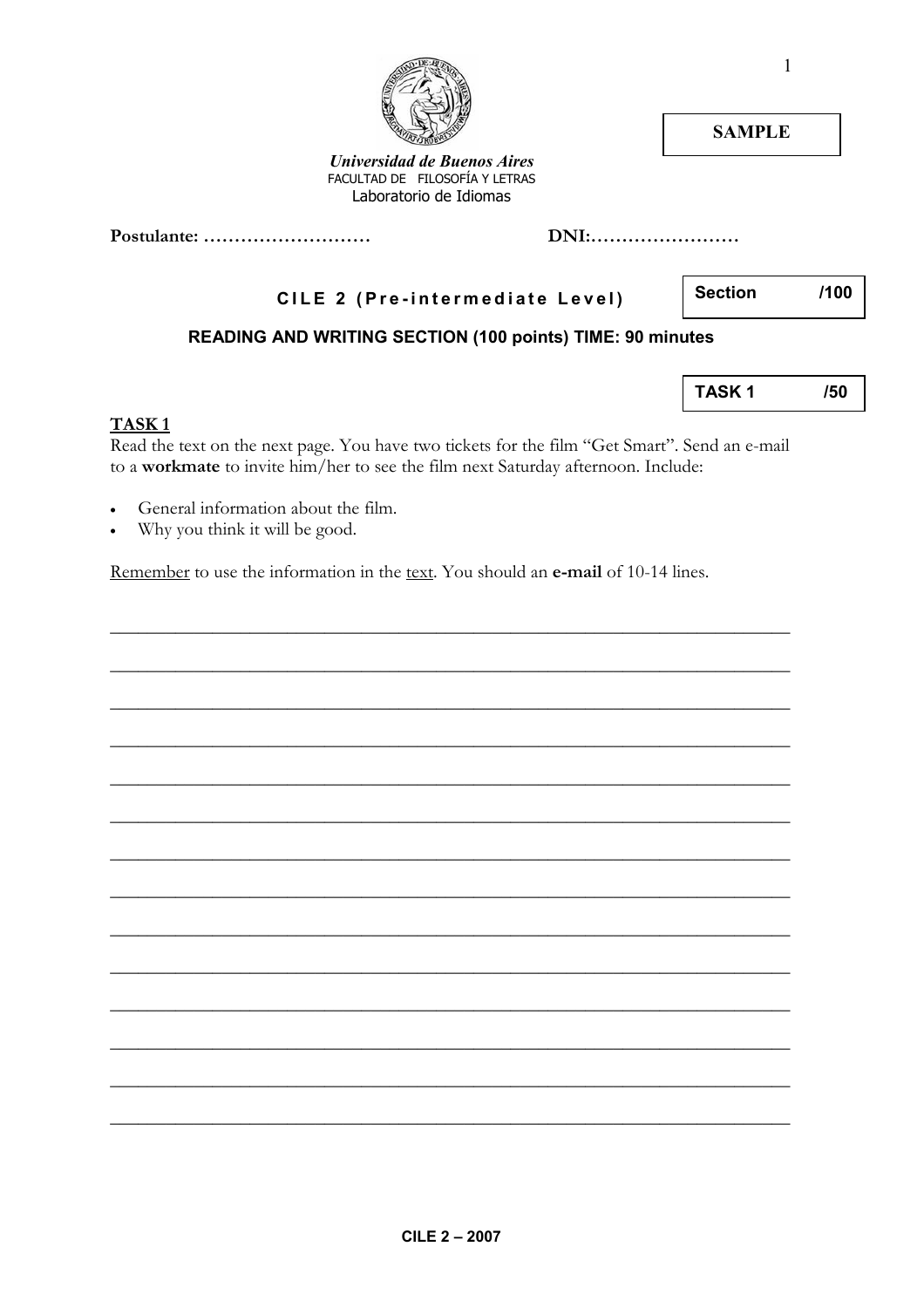**SAMPLE**

***Universidad de Buenos Aires***
FACULTAD DE FILOSOFÍA Y LETRAS
Laboratorio de Idiomas

**Postulante: ………………………** **DNI:……………………**

**CILE 2 (Pre-intermediate Level)**

| Section | /100 |
|---|---|

**READING AND WRITING SECTION (100 points) TIME: 90 minutes**

| TASK 1 | /50 |
|---|---|

**TASK 1**

Read the text on the next page. You have two tickets for the film "Get Smart". Send an e-mail to a **workmate** to invite him/her to see the film next Saturday afternoon. Include:

- General information about the film.
- Why you think it will be good.

Remember to use the information in the text. You should an **e-mail** of 10-14 lines.

______________________________________________________________________

______________________________________________________________________

______________________________________________________________________

______________________________________________________________________

______________________________________________________________________

______________________________________________________________________

______________________________________________________________________

______________________________________________________________________

______________________________________________________________________

______________________________________________________________________

______________________________________________________________________

______________________________________________________________________

______________________________________________________________________

______________________________________________________________________

**CILE 2 – 2007**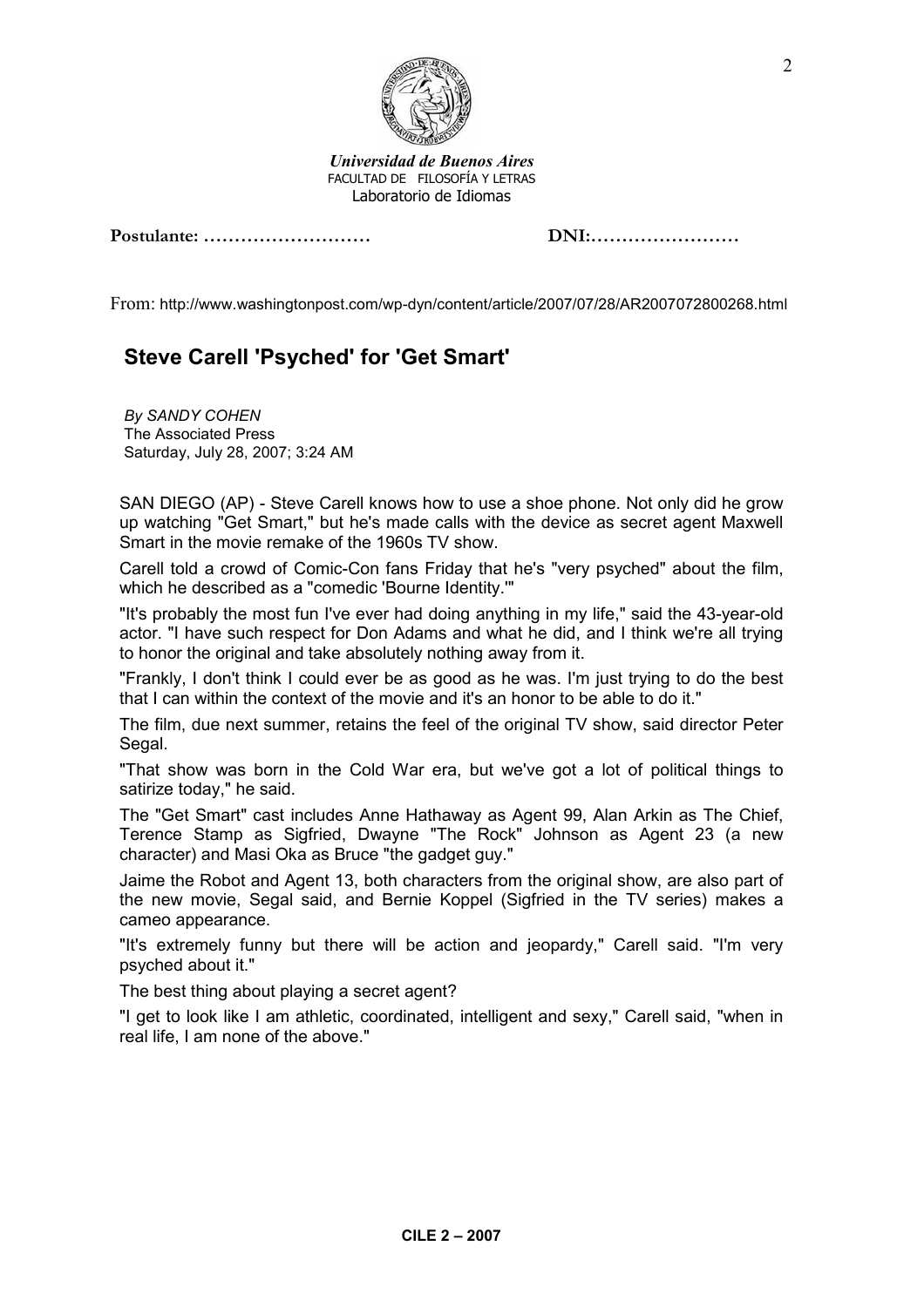*Universidad de Buenos Aires*
FACULTAD DE FILOSOFÍA Y LETRAS
Laboratorio de Idiomas

**Postulante: ………………………** **DNI:……………………**

From: http://www.washingtonpost.com/wp-dyn/content/article/2007/07/28/AR2007072800268.html

## Steve Carell 'Psyched' for 'Get Smart'

*By SANDY COHEN*
The Associated Press
Saturday, July 28, 2007; 3:24 AM

SAN DIEGO (AP) - Steve Carell knows how to use a shoe phone. Not only did he grow up watching "Get Smart," but he's made calls with the device as secret agent Maxwell Smart in the movie remake of the 1960s TV show.

Carell told a crowd of Comic-Con fans Friday that he's "very psyched" about the film, which he described as a "comedic 'Bourne Identity.'"

"It's probably the most fun I've ever had doing anything in my life," said the 43-year-old actor. "I have such respect for Don Adams and what he did, and I think we're all trying to honor the original and take absolutely nothing away from it.

"Frankly, I don't think I could ever be as good as he was. I'm just trying to do the best that I can within the context of the movie and it's an honor to be able to do it."

The film, due next summer, retains the feel of the original TV show, said director Peter Segal.

"That show was born in the Cold War era, but we've got a lot of political things to satirize today," he said.

The "Get Smart" cast includes Anne Hathaway as Agent 99, Alan Arkin as The Chief, Terence Stamp as Sigfried, Dwayne "The Rock" Johnson as Agent 23 (a new character) and Masi Oka as Bruce "the gadget guy."

Jaime the Robot and Agent 13, both characters from the original show, are also part of the new movie, Segal said, and Bernie Koppel (Sigfried in the TV series) makes a cameo appearance.

"It's extremely funny but there will be action and jeopardy," Carell said. "I'm very psyched about it."

The best thing about playing a secret agent?

"I get to look like I am athletic, coordinated, intelligent and sexy," Carell said, "when in real life, I am none of the above."

**CILE 2 – 2007**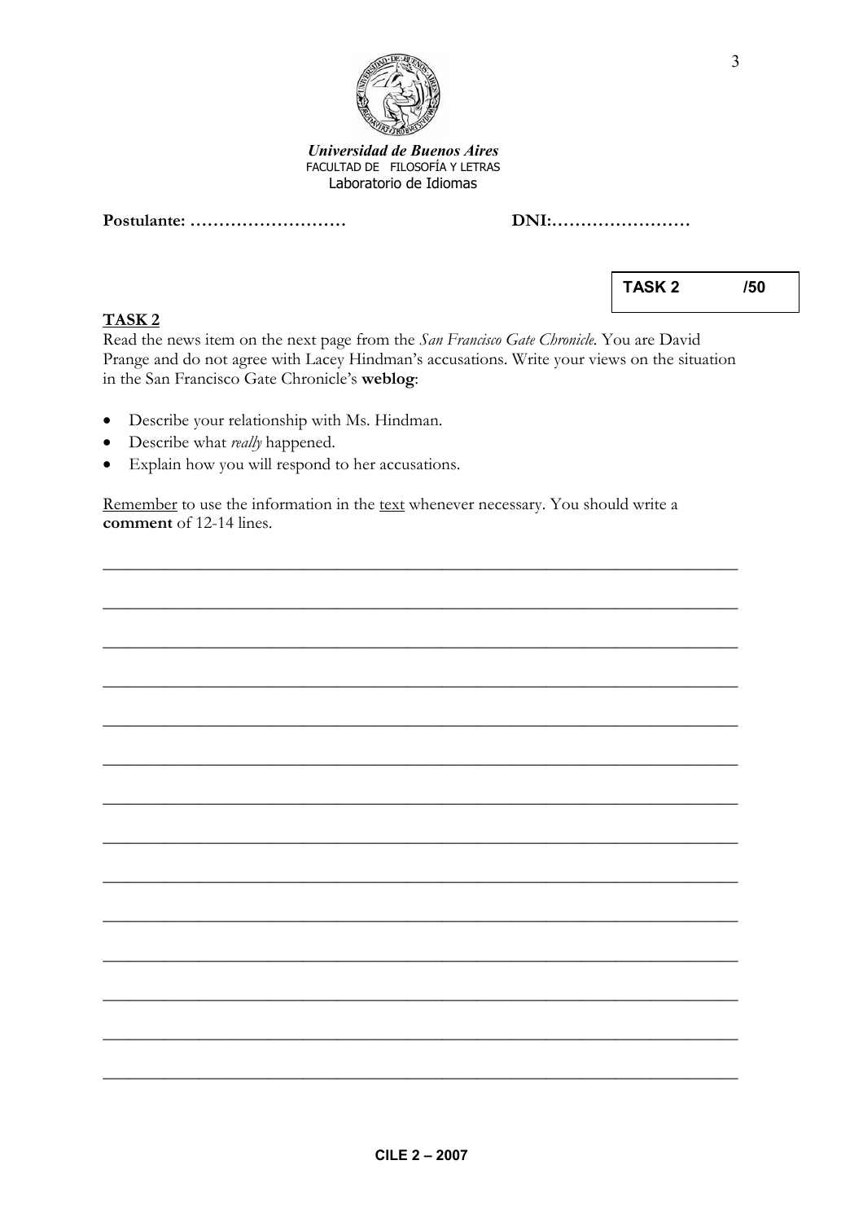***Universidad de Buenos Aires***
FACULTAD DE FILOSOFÍA Y LETRAS
Laboratorio de Idiomas

**Postulante: ………………………** **DNI:……………………**

| TASK 2 | /50 |
|---|---|

## TASK 2

Read the news item on the next page from the *San Francisco Gate Chronicle*. You are David Prange and do not agree with Lacey Hindman's accusations. Write your views on the situation in the San Francisco Gate Chronicle's **weblog**:

- Describe your relationship with Ms. Hindman.
- Describe what *really* happened.
- Explain how you will respond to her accusations.

Remember to use the information in the text whenever necessary. You should write a **comment** of 12-14 lines.

______________________________________________________________________

______________________________________________________________________

______________________________________________________________________

______________________________________________________________________

______________________________________________________________________

______________________________________________________________________

______________________________________________________________________

______________________________________________________________________

______________________________________________________________________

______________________________________________________________________

______________________________________________________________________

______________________________________________________________________

______________________________________________________________________

______________________________________________________________________

**CILE 2 – 2007**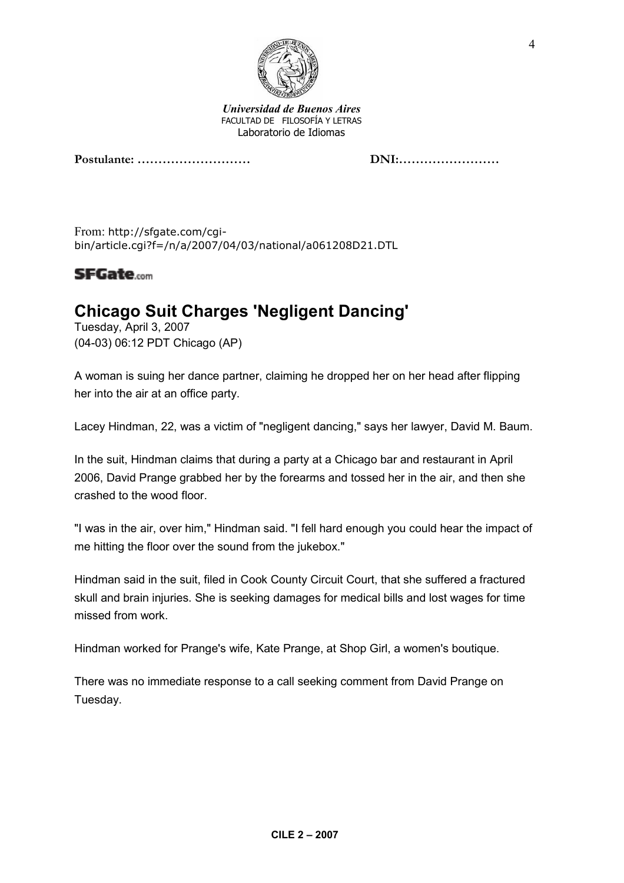*Universidad de Buenos Aires*
FACULTAD DE FILOSOFÍA Y LETRAS
Laboratorio de Idiomas

**Postulante: ………………………** **DNI:……………………**

From: http://sfgate.com/cgi-bin/article.cgi?f=/n/a/2007/04/03/national/a061208D21.DTL

**SFGate.com**

# Chicago Suit Charges 'Negligent Dancing'

Tuesday, April 3, 2007
(04-03) 06:12 PDT Chicago (AP)

A woman is suing her dance partner, claiming he dropped her on her head after flipping her into the air at an office party.

Lacey Hindman, 22, was a victim of "negligent dancing," says her lawyer, David M. Baum.

In the suit, Hindman claims that during a party at a Chicago bar and restaurant in April 2006, David Prange grabbed her by the forearms and tossed her in the air, and then she crashed to the wood floor.

"I was in the air, over him," Hindman said. "I fell hard enough you could hear the impact of me hitting the floor over the sound from the jukebox."

Hindman said in the suit, filed in Cook County Circuit Court, that she suffered a fractured skull and brain injuries. She is seeking damages for medical bills and lost wages for time missed from work.

Hindman worked for Prange's wife, Kate Prange, at Shop Girl, a women's boutique.

There was no immediate response to a call seeking comment from David Prange on Tuesday.

**CILE 2 – 2007**